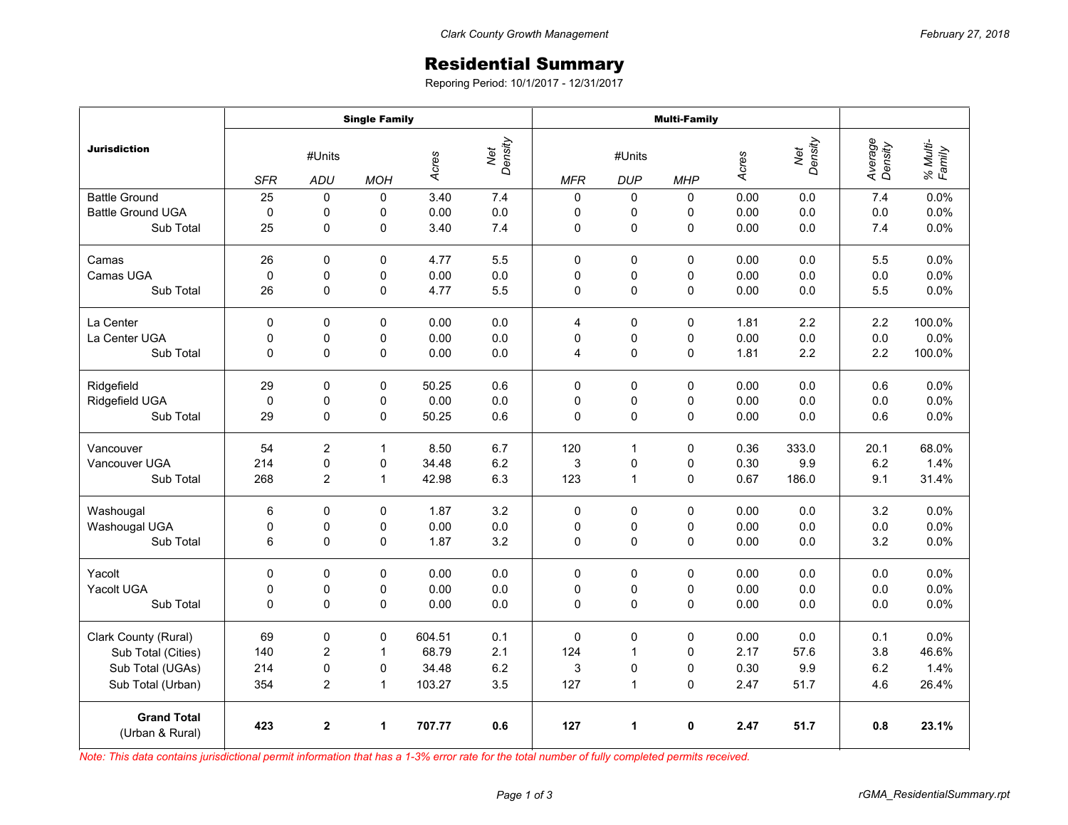# Residential Summary

Reporing Period: 10/1/2017 - 12/31/2017

| Jurisdiction | Single Family | | | | | Multi-Family | | | | | | |
|---|---|---|---|---|---|---|---|---|---|---|---|---|
| | #Units | | | Acres | Net Density | #Units | | | Acres | Net Density | Average Density | % Multi-Family |
| | SFR | ADU | MOH | | | MFR | DUP | MHP | | | | |
| Battle Ground | 25 | 0 | 0 | 3.40 | 7.4 | 0 | 0 | 0 | 0.00 | 0.0 | 7.4 | 0.0% |
| Battle Ground UGA | 0 | 0 | 0 | 0.00 | 0.0 | 0 | 0 | 0 | 0.00 | 0.0 | 0.0 | 0.0% |
| Sub Total | 25 | 0 | 0 | 3.40 | 7.4 | 0 | 0 | 0 | 0.00 | 0.0 | 7.4 | 0.0% |
| Camas | 26 | 0 | 0 | 4.77 | 5.5 | 0 | 0 | 0 | 0.00 | 0.0 | 5.5 | 0.0% |
| Camas UGA | 0 | 0 | 0 | 0.00 | 0.0 | 0 | 0 | 0 | 0.00 | 0.0 | 0.0 | 0.0% |
| Sub Total | 26 | 0 | 0 | 4.77 | 5.5 | 0 | 0 | 0 | 0.00 | 0.0 | 5.5 | 0.0% |
| La Center | 0 | 0 | 0 | 0.00 | 0.0 | 4 | 0 | 0 | 1.81 | 2.2 | 2.2 | 100.0% |
| La Center UGA | 0 | 0 | 0 | 0.00 | 0.0 | 0 | 0 | 0 | 0.00 | 0.0 | 0.0 | 0.0% |
| Sub Total | 0 | 0 | 0 | 0.00 | 0.0 | 4 | 0 | 0 | 1.81 | 2.2 | 2.2 | 100.0% |
| Ridgefield | 29 | 0 | 0 | 50.25 | 0.6 | 0 | 0 | 0 | 0.00 | 0.0 | 0.6 | 0.0% |
| Ridgefield UGA | 0 | 0 | 0 | 0.00 | 0.0 | 0 | 0 | 0 | 0.00 | 0.0 | 0.0 | 0.0% |
| Sub Total | 29 | 0 | 0 | 50.25 | 0.6 | 0 | 0 | 0 | 0.00 | 0.0 | 0.6 | 0.0% |
| Vancouver | 54 | 2 | 1 | 8.50 | 6.7 | 120 | 1 | 0 | 0.36 | 333.0 | 20.1 | 68.0% |
| Vancouver UGA | 214 | 0 | 0 | 34.48 | 6.2 | 3 | 0 | 0 | 0.30 | 9.9 | 6.2 | 1.4% |
| Sub Total | 268 | 2 | 1 | 42.98 | 6.3 | 123 | 1 | 0 | 0.67 | 186.0 | 9.1 | 31.4% |
| Washougal | 6 | 0 | 0 | 1.87 | 3.2 | 0 | 0 | 0 | 0.00 | 0.0 | 3.2 | 0.0% |
| Washougal UGA | 0 | 0 | 0 | 0.00 | 0.0 | 0 | 0 | 0 | 0.00 | 0.0 | 0.0 | 0.0% |
| Sub Total | 6 | 0 | 0 | 1.87 | 3.2 | 0 | 0 | 0 | 0.00 | 0.0 | 3.2 | 0.0% |
| Yacolt | 0 | 0 | 0 | 0.00 | 0.0 | 0 | 0 | 0 | 0.00 | 0.0 | 0.0 | 0.0% |
| Yacolt UGA | 0 | 0 | 0 | 0.00 | 0.0 | 0 | 0 | 0 | 0.00 | 0.0 | 0.0 | 0.0% |
| Sub Total | 0 | 0 | 0 | 0.00 | 0.0 | 0 | 0 | 0 | 0.00 | 0.0 | 0.0 | 0.0% |
| Clark County (Rural) | 69 | 0 | 0 | 604.51 | 0.1 | 0 | 0 | 0 | 0.00 | 0.0 | 0.1 | 0.0% |
| Sub Total (Cities) | 140 | 2 | 1 | 68.79 | 2.1 | 124 | 1 | 0 | 2.17 | 57.6 | 3.8 | 46.6% |
| Sub Total (UGAs) | 214 | 0 | 0 | 34.48 | 6.2 | 3 | 0 | 0 | 0.30 | 9.9 | 6.2 | 1.4% |
| Sub Total (Urban) | 354 | 2 | 1 | 103.27 | 3.5 | 127 | 1 | 0 | 2.47 | 51.7 | 4.6 | 26.4% |
| **Grand Total** (Urban & Rural) | **423** | **2** | **1** | **707.77** | **0.6** | **127** | **1** | **0** | **2.47** | **51.7** | **0.8** | **23.1%** |

*Note: This data contains jurisdictional permit information that has a 1-3% error rate for the total number of fully completed permits received.*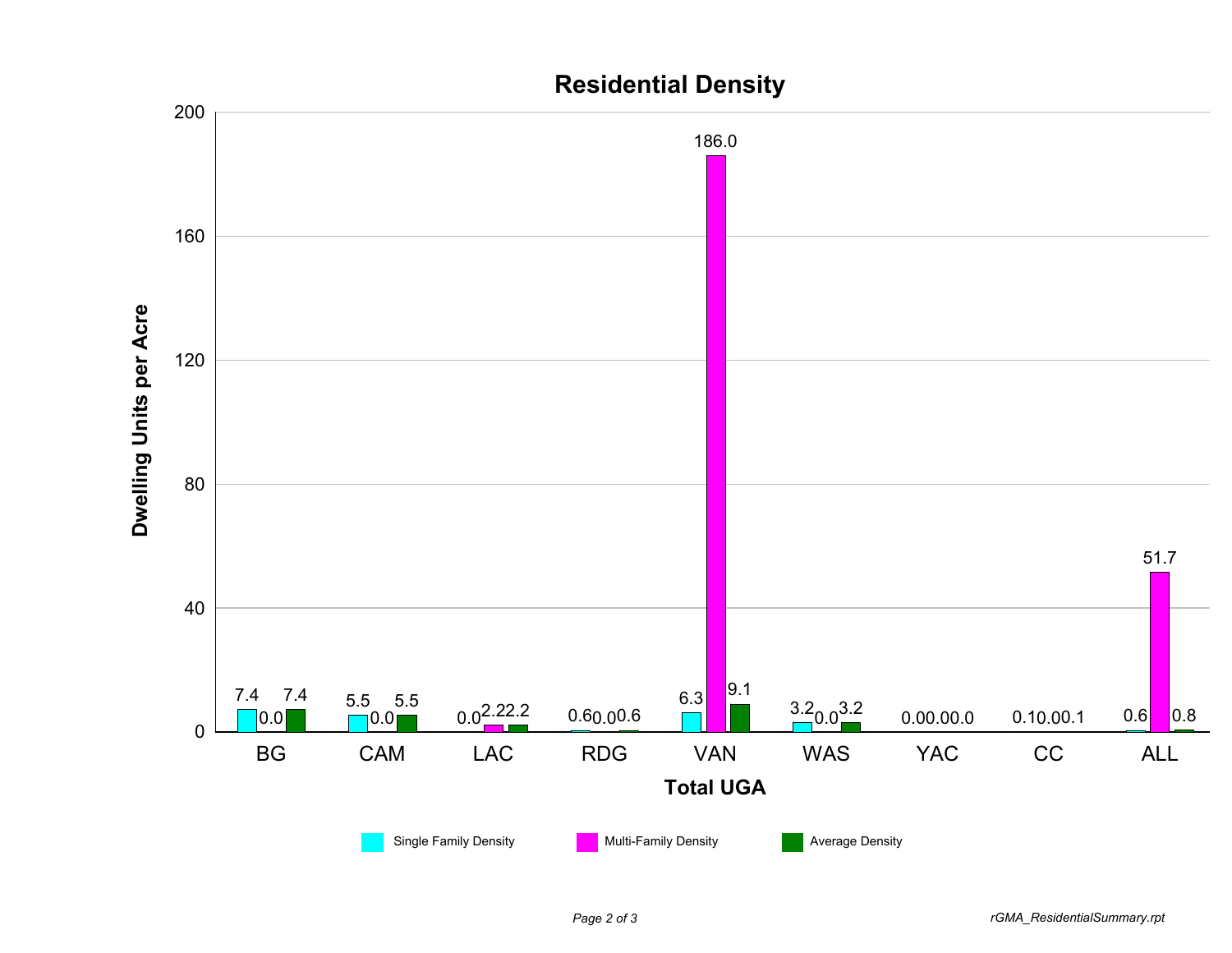# Residential Density

| Total UGA | Single Family Density | Multi-Family Density | Average Density |
|---|---|---|---|
| BG | 7.4 | 0.0 | 7.4 |
| CAM | 5.5 | 0.0 | 5.5 |
| LAC | 0.0 | 2.2 | 2.2 |
| RDG | 0.6 | 0.0 | 0.6 |
| VAN | 6.3 | 186.0 | 9.1 |
| WAS | 3.2 | 0.0 | 3.2 |
| YAC | 0.0 | 0.0 | 0.0 |
| CC | 0.1 | 0.0 | 0.1 |
| ALL | 0.6 | 51.7 | 0.8 |

Dwelling Units per Acre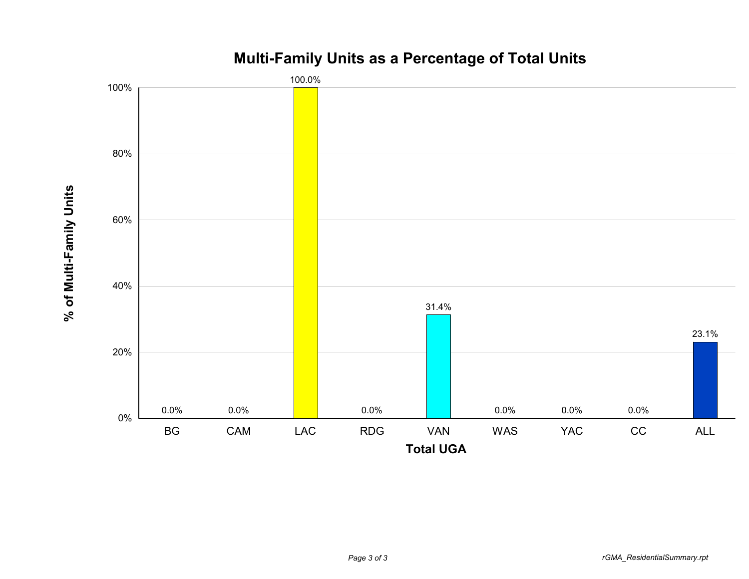# Multi-Family Units as a Percentage of Total Units

% of Multi-Family Units

100%
80%
60%
40%
20%
0%

0.0%
0.0%
100.0%
0.0%
31.4%
0.0%
0.0%
0.0%
23.1%

BG
CAM
LAC
RDG
VAN
WAS
YAC
CC
ALL

Total UGA

*rGMA_ResidentialSummary.rpt*